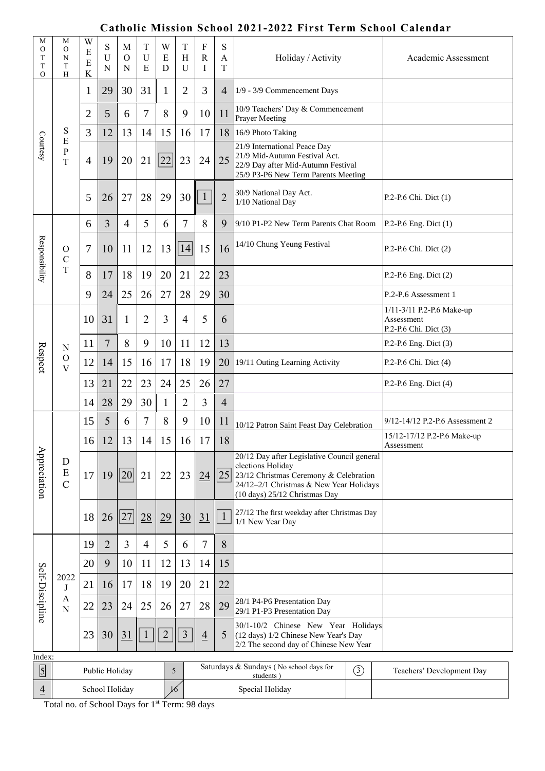# Catholic Mission School 2021-2022 First Term School Calendar

| MOTTO | MONTH | WEEK | SUN | MON | TUE | WED | THU | FRI | SAT | Holiday / Activity | Academic Assessment |
|---|---|---|---|---|---|---|---|---|---|---|---|
| Courtesy | SEPT | 1 | 29 | 30 | 31 | 1 | 2 | 3 | 4 | 1/9 - 3/9 Commencement Days | |
| | | 2 | 5 | 6 | 7 | 8 | 9 | 10 | 11 | 10/9 Teachers' Day & Commencement Prayer Meeting | |
| | | 3 | 12 | 13 | 14 | 15 | 16 | 17 | 18 | 16/9 Photo Taking | |
| | | 4 | 19 | 20 | 21 | 22 | 23 | 24 | 25 | 21/9 International Peace Day<br>21/9 Mid-Autumn Festival Act.<br>22/9 Day after Mid-Autumn Festival<br>25/9 P3-P6 New Term Parents Meeting | |
| | | 5 | 26 | 27 | 28 | 29 | 30 | 1 | 2 | 30/9 National Day Act.<br>1/10 National Day | P.2-P.6 Chi. Dict (1) |
| Responsibility | OCT | 6 | 3 | 4 | 5 | 6 | 7 | 8 | 9 | 9/10 P1-P2 New Term Parents Chat Room | P.2-P.6 Eng. Dict (1) |
| | | 7 | 10 | 11 | 12 | 13 | 14 | 15 | 16 | 14/10 Chung Yeung Festival | P.2-P.6 Chi. Dict (2) |
| | | 8 | 17 | 18 | 19 | 20 | 21 | 22 | 23 | | P.2-P.6 Eng. Dict (2) |
| | | 9 | 24 | 25 | 26 | 27 | 28 | 29 | 30 | | P.2-P.6 Assessment 1 |
| Respect | NOV | 10 | 31 | 1 | 2 | 3 | 4 | 5 | 6 | | 1/11-3/11 P.2-P.6 Make-up Assessment<br>P.2-P.6 Chi. Dict (3) |
| | | 11 | 7 | 8 | 9 | 10 | 11 | 12 | 13 | | P.2-P.6 Eng. Dict (3) |
| | | 12 | 14 | 15 | 16 | 17 | 18 | 19 | 20 | 19/11 Outing Learning Activity | P.2-P.6 Chi. Dict (4) |
| | | 13 | 21 | 22 | 23 | 24 | 25 | 26 | 27 | | P.2-P.6 Eng. Dict (4) |
| | | 14 | 28 | 29 | 30 | 1 | 2 | 3 | 4 | | |
| Appreciation | DEC | 15 | 5 | 6 | 7 | 8 | 9 | 10 | 11 | 10/12 Patron Saint Feast Day Celebration | 9/12-14/12 P.2-P.6 Assessment 2 |
| | | 16 | 12 | 13 | 14 | 15 | 16 | 17 | 18 | | 15/12-17/12 P.2-P.6 Make-up Assessment |
| | | 17 | 19 | 20 | 21 | 22 | 23 | 24 | 25 | 20/12 Day after Legislative Council general elections Holiday<br>23/12 Christmas Ceremony & Celebration<br>24/12–2/1 Christmas & New Year Holidays (10 days) 25/12 Christmas Day | |
| | | 18 | 26 | 27 | 28 | 29 | 30 | 31 | 1 | 27/12 The first weekday after Christmas Day<br>1/1 New Year Day | |
| Self-Discipline | 2022 JAN | 19 | 2 | 3 | 4 | 5 | 6 | 7 | 8 | | |
| | | 20 | 9 | 10 | 11 | 12 | 13 | 14 | 15 | | |
| | | 21 | 16 | 17 | 18 | 19 | 20 | 21 | 22 | | |
| | | 22 | 23 | 24 | 25 | 26 | 27 | 28 | 29 | 28/1 P4-P6 Presentation Day<br>29/1 P1-P3 Presentation Day | |
| | | 23 | 30 | 31 | 1 | 2 | 3 | 4 | 5 | 30/1-10/2 Chinese New Year Holidays (12 days) 1/2 Chinese New Year's Day<br>2/2 The second day of Chinese New Year | |

Index:

| Symbol | Meaning | Symbol | Meaning | Symbol | Meaning |
|---|---|---|---|---|---|
| [5] (boxed) | Public Holiday | 5 (shaded) | Saturdays & Sundays ( No school days for students ) | (3) (circled) | Teachers' Development Day |
| 4 (underlined) | School Holiday | 16 (struck) | Special Holiday | | |

Total no. of School Days for 1st Term: 98 days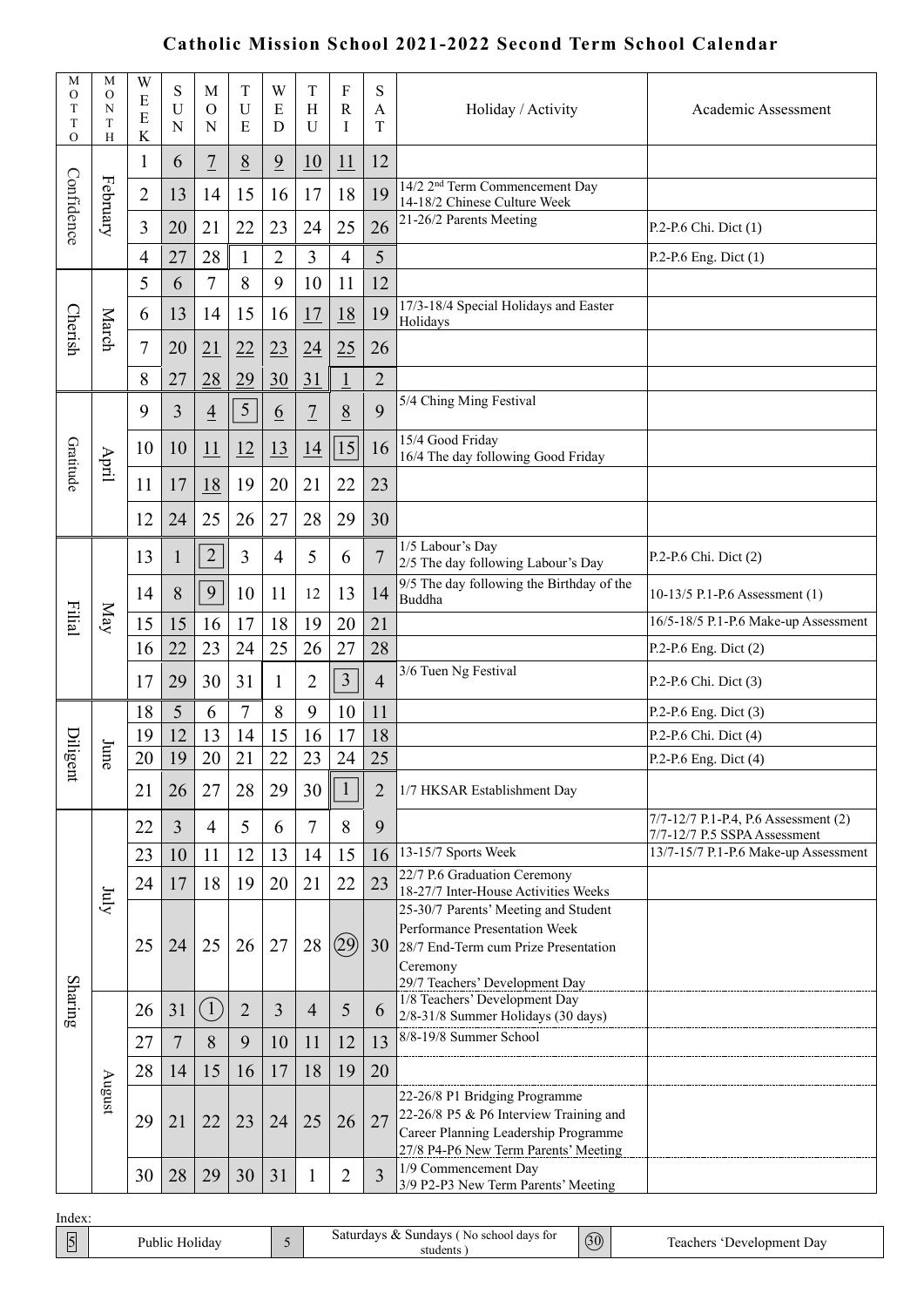# Catholic Mission School 2021-2022 Second Term School Calendar

| MOTTO | MONTH | WEEK | SUN | MON | TUE | WED | THU | FRI | SAT | Holiday / Activity | Academic Assessment |
|---|---|---|---|---|---|---|---|---|---|---|---|
| Confidence | February | 1 | 6 | 7 | 8 | 9 | 10 | 11 | 12 | | |
| | | 2 | 13 | 14 | 15 | 16 | 17 | 18 | 19 | 14/2 2nd Term Commencement Day<br>14-18/2 Chinese Culture Week | |
| | | 3 | 20 | 21 | 22 | 23 | 24 | 25 | 26 | 21-26/2 Parents Meeting | P.2-P.6 Chi. Dict (1) |
| | | 4 | 27 | 28 | 1 | 2 | 3 | 4 | 5 | | P.2-P.6 Eng. Dict (1) |
| Cherish | March | 5 | 6 | 7 | 8 | 9 | 10 | 11 | 12 | | |
| | | 6 | 13 | 14 | 15 | 16 | 17 | 18 | 19 | 17/3-18/4 Special Holidays and Easter Holidays | |
| | | 7 | 20 | 21 | 22 | 23 | 24 | 25 | 26 | | |
| | | 8 | 27 | 28 | 29 | 30 | 31 | 1 | 2 | | |
| Gratitude | April | 9 | 3 | 4 | 5 | 6 | 7 | 8 | 9 | 5/4 Ching Ming Festival | |
| | | 10 | 10 | 11 | 12 | 13 | 14 | 15 | 16 | 15/4 Good Friday<br>16/4 The day following Good Friday | |
| | | 11 | 17 | 18 | 19 | 20 | 21 | 22 | 23 | | |
| | | 12 | 24 | 25 | 26 | 27 | 28 | 29 | 30 | | |
| Filial | May | 13 | 1 | 2 | 3 | 4 | 5 | 6 | 7 | 1/5 Labour's Day<br>2/5 The day following Labour's Day | P.2-P.6 Chi. Dict (2) |
| | | 14 | 8 | 9 | 10 | 11 | 12 | 13 | 14 | 9/5 The day following the Birthday of the Buddha | 10-13/5 P.1-P.6 Assessment (1) |
| | | 15 | 15 | 16 | 17 | 18 | 19 | 20 | 21 | | 16/5-18/5 P.1-P.6 Make-up Assessment |
| | | 16 | 22 | 23 | 24 | 25 | 26 | 27 | 28 | | P.2-P.6 Eng. Dict (2) |
| | | 17 | 29 | 30 | 31 | 1 | 2 | 3 | 4 | 3/6 Tuen Ng Festival | P.2-P.6 Chi. Dict (3) |
| Diligent | June | 18 | 5 | 6 | 7 | 8 | 9 | 10 | 11 | | P.2-P.6 Eng. Dict (3) |
| | | 19 | 12 | 13 | 14 | 15 | 16 | 17 | 18 | | P.2-P.6 Chi. Dict (4) |
| | | 20 | 19 | 20 | 21 | 22 | 23 | 24 | 25 | | P.2-P.6 Eng. Dict (4) |
| | | 21 | 26 | 27 | 28 | 29 | 30 | 1 | 2 | 1/7 HKSAR Establishment Day | |
| Sharing | July | 22 | 3 | 4 | 5 | 6 | 7 | 8 | 9 | | 7/7-12/7 P.1-P.4, P.6 Assessment (2)<br>7/7-12/7 P.5 SSPA Assessment |
| | | 23 | 10 | 11 | 12 | 13 | 14 | 15 | 16 | 13-15/7 Sports Week | 13/7-15/7 P.1-P.6 Make-up Assessment |
| | | 24 | 17 | 18 | 19 | 20 | 21 | 22 | 23 | 22/7 P.6 Graduation Ceremony<br>18-27/7 Inter-House Activities Weeks | |
| | | 25 | 24 | 25 | 26 | 27 | 28 | (29) | 30 | 25-30/7 Parents' Meeting and Student Performance Presentation Week<br>28/7 End-Term cum Prize Presentation Ceremony<br>29/7 Teachers' Development Day | |
| | August | 26 | 31 | (1) | 2 | 3 | 4 | 5 | 6 | 1/8 Teachers' Development Day<br>2/8-31/8 Summer Holidays (30 days) | |
| | | 27 | 7 | 8 | 9 | 10 | 11 | 12 | 13 | 8/8-19/8 Summer School | |
| | | 28 | 14 | 15 | 16 | 17 | 18 | 19 | 20 | | |
| | | 29 | 21 | 22 | 23 | 24 | 25 | 26 | 27 | 22-26/8 P1 Bridging Programme<br>22-26/8 P5 & P6 Interview Training and Career Planning Leadership Programme<br>27/8 P4-P6 New Term Parents' Meeting | |
| | | 30 | 28 | 29 | 30 | 31 | 1 | 2 | 3 | 1/9 Commencement Day<br>3/9 P2-P3 New Term Parents' Meeting | |

Index:

| [5] | Public Holiday | 5 (shaded) | Saturdays & Sundays ( No school days for students ) | (30) | Teachers 'Development Day |
|---|---|---|---|---|---|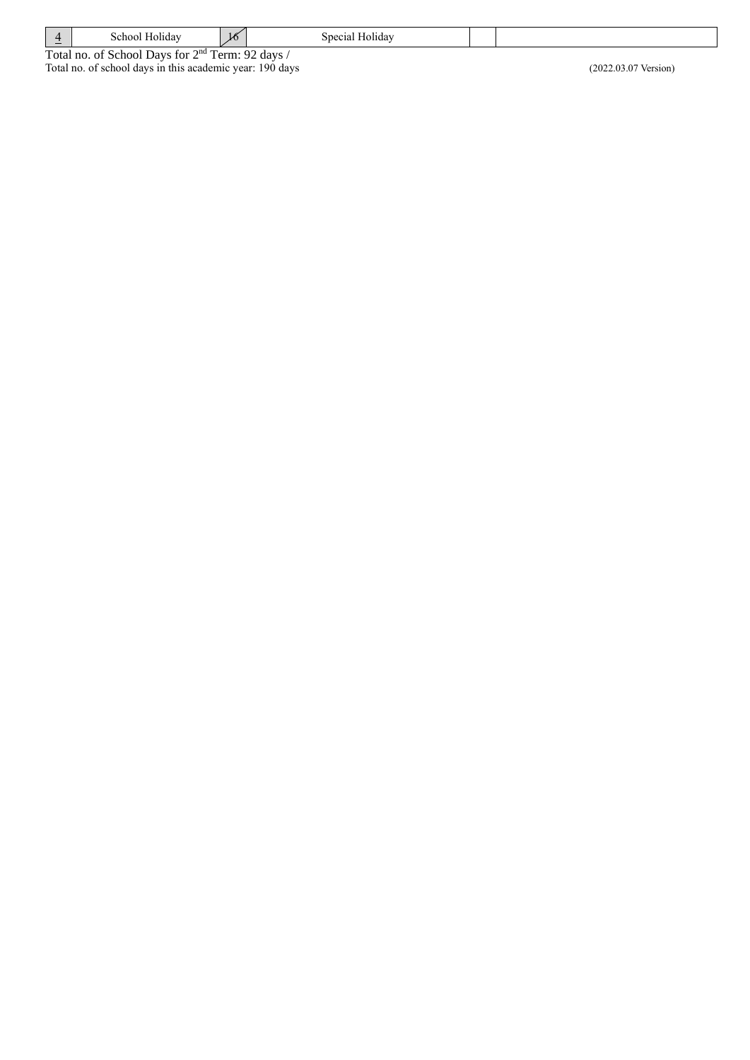| | | | | | |
|---|---|---|---|---|---|
| 4 | School Holiday | 16 | Special Holiday | | |

Total no. of School Days for 2nd Term: 92 days /
Total no. of school days in this academic year: 190 days

(2022.03.07 Version)